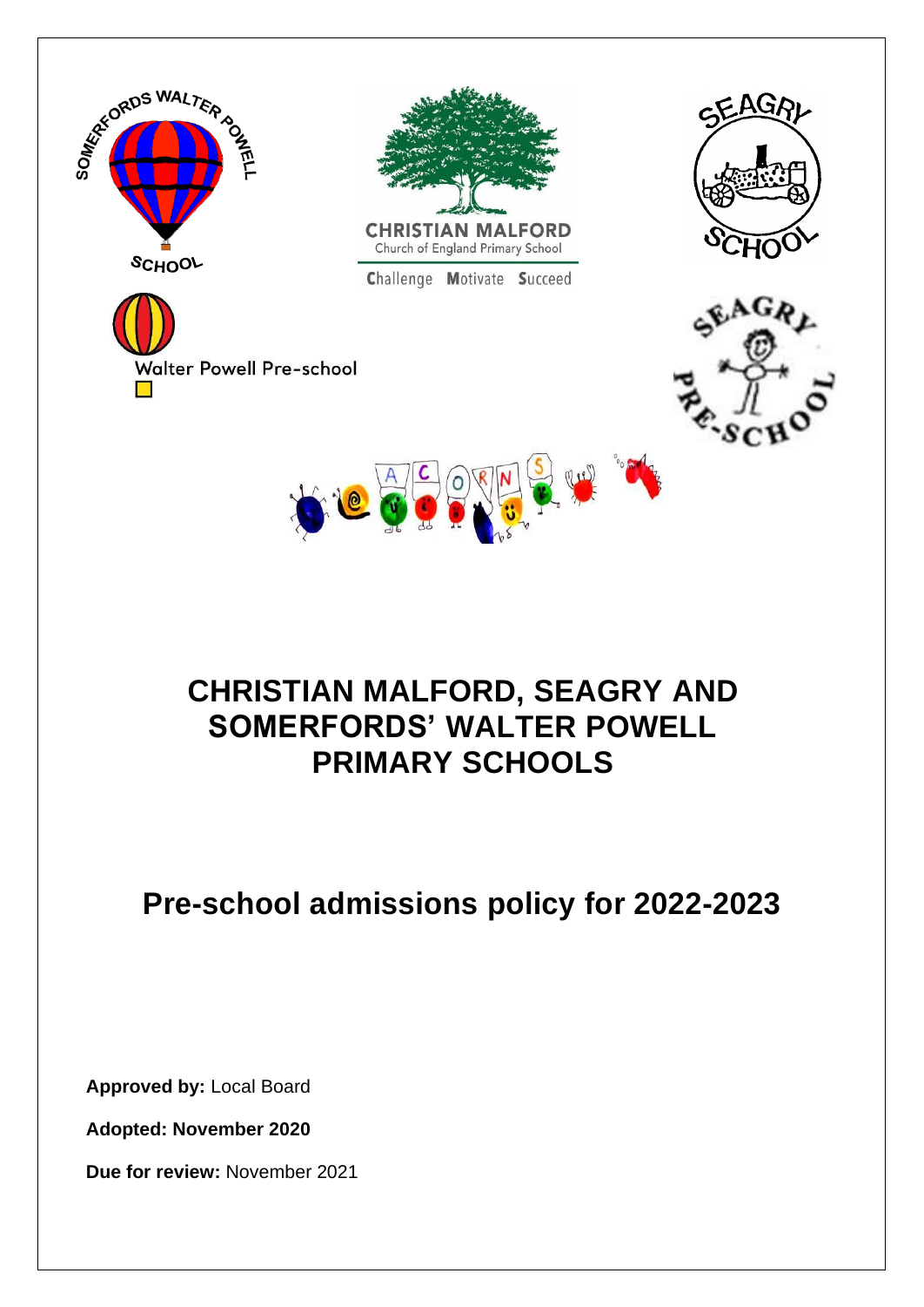# CHRISTIAN MALFORD, SEAGRY AND SOMERFORDS' WALTER POWELL PRIMARY SCHOOLS

## Pre-school admissions policy for 2022-2023

**Approved by:** Local Board

**Adopted: November 2020**

**Due for review:** November 2021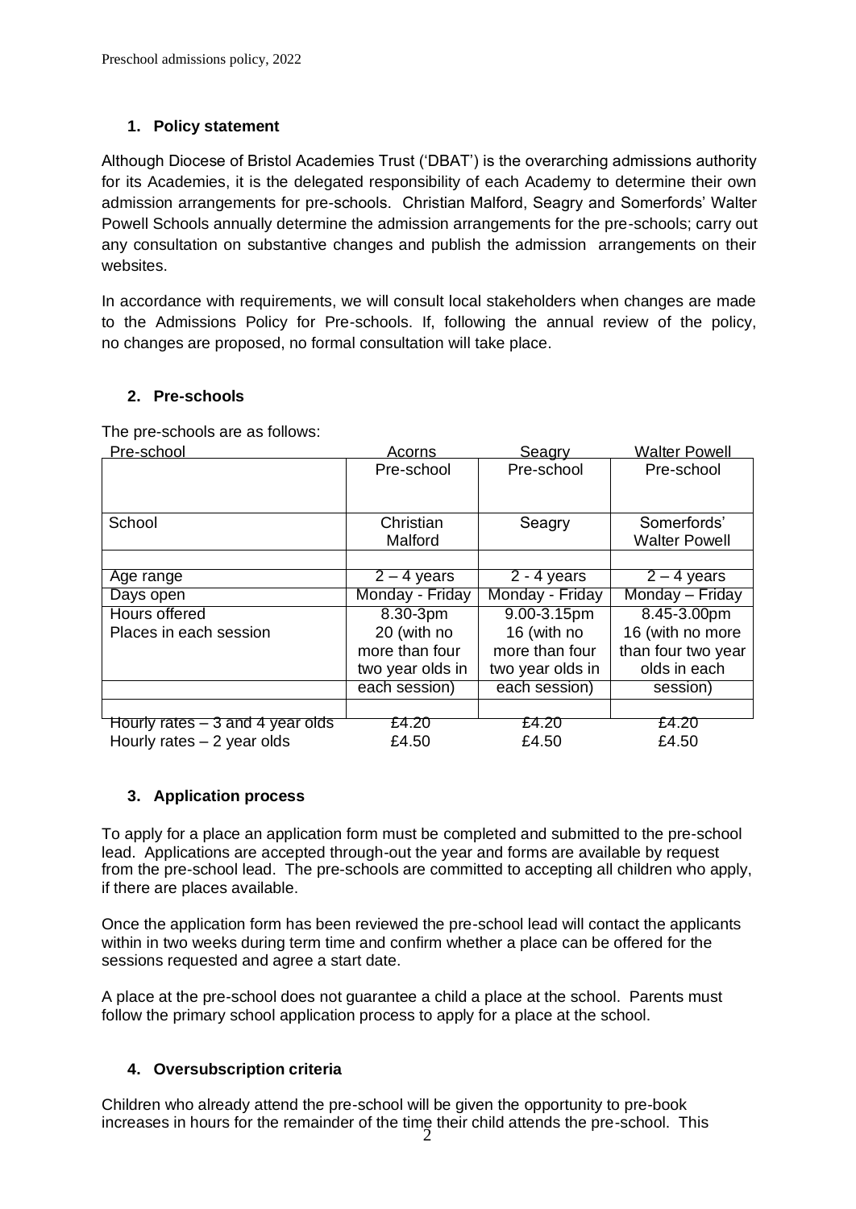## 1. Policy statement

Although Diocese of Bristol Academies Trust ('DBAT') is the overarching admissions authority for its Academies, it is the delegated responsibility of each Academy to determine their own admission arrangements for pre-schools. Christian Malford, Seagry and Somerfords' Walter Powell Schools annually determine the admission arrangements for the pre-schools; carry out any consultation on substantive changes and publish the admission arrangements on their websites.

In accordance with requirements, we will consult local stakeholders when changes are made to the Admissions Policy for Pre-schools. If, following the annual review of the policy, no changes are proposed, no formal consultation will take place.

## 2. Pre-schools

The pre-schools are as follows:

| Pre-school | Acorns Pre-school | Seagry Pre-school | Walter Powell Pre-school |
|---|---|---|---|
| School | Christian Malford | Seagry | Somerfords' Walter Powell |
| Age range | 2 – 4 years | 2 - 4 years | 2 – 4 years |
| Days open | Monday - Friday | Monday - Friday | Monday – Friday |
| Hours offered | 8.30-3pm | 9.00-3.15pm | 8.45-3.00pm |
| Places in each session | 20 (with no more than four two year olds in each session) | 16 (with no more than four two year olds in each session) | 16 (with no more than four two year olds in each session) |
| Hourly rates – 3 and 4 year olds | £4.20 | £4.20 | £4.20 |
| Hourly rates – 2 year olds | £4.50 | £4.50 | £4.50 |

## 3. Application process

To apply for a place an application form must be completed and submitted to the pre-school lead. Applications are accepted through-out the year and forms are available by request from the pre-school lead. The pre-schools are committed to accepting all children who apply, if there are places available.

Once the application form has been reviewed the pre-school lead will contact the applicants within in two weeks during term time and confirm whether a place can be offered for the sessions requested and agree a start date.

A place at the pre-school does not guarantee a child a place at the school. Parents must follow the primary school application process to apply for a place at the school.

## 4. Oversubscription criteria

Children who already attend the pre-school will be given the opportunity to pre-book increases in hours for the remainder of the time their child attends the pre-school. This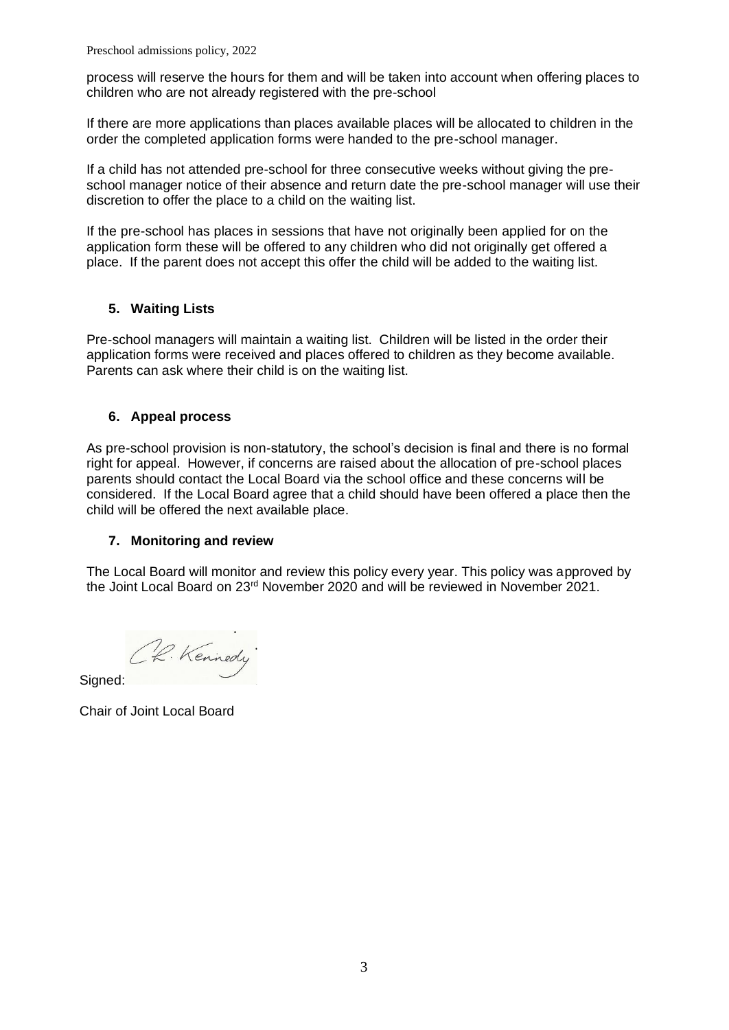process will reserve the hours for them and will be taken into account when offering places to children who are not already registered with the pre-school

If there are more applications than places available places will be allocated to children in the order the completed application forms were handed to the pre-school manager.

If a child has not attended pre-school for three consecutive weeks without giving the pre-school manager notice of their absence and return date the pre-school manager will use their discretion to offer the place to a child on the waiting list.

If the pre-school has places in sessions that have not originally been applied for on the application form these will be offered to any children who did not originally get offered a place. If the parent does not accept this offer the child will be added to the waiting list.

## 5. Waiting Lists

Pre-school managers will maintain a waiting list. Children will be listed in the order their application forms were received and places offered to children as they become available. Parents can ask where their child is on the waiting list.

## 6. Appeal process

As pre-school provision is non-statutory, the school's decision is final and there is no formal right for appeal. However, if concerns are raised about the allocation of pre-school places parents should contact the Local Board via the school office and these concerns will be considered. If the Local Board agree that a child should have been offered a place then the child will be offered the next available place.

## 7. Monitoring and review

The Local Board will monitor and review this policy every year. This policy was approved by the Joint Local Board on 23rd November 2020 and will be reviewed in November 2021.

Signed: C.L. Kennedy

Chair of Joint Local Board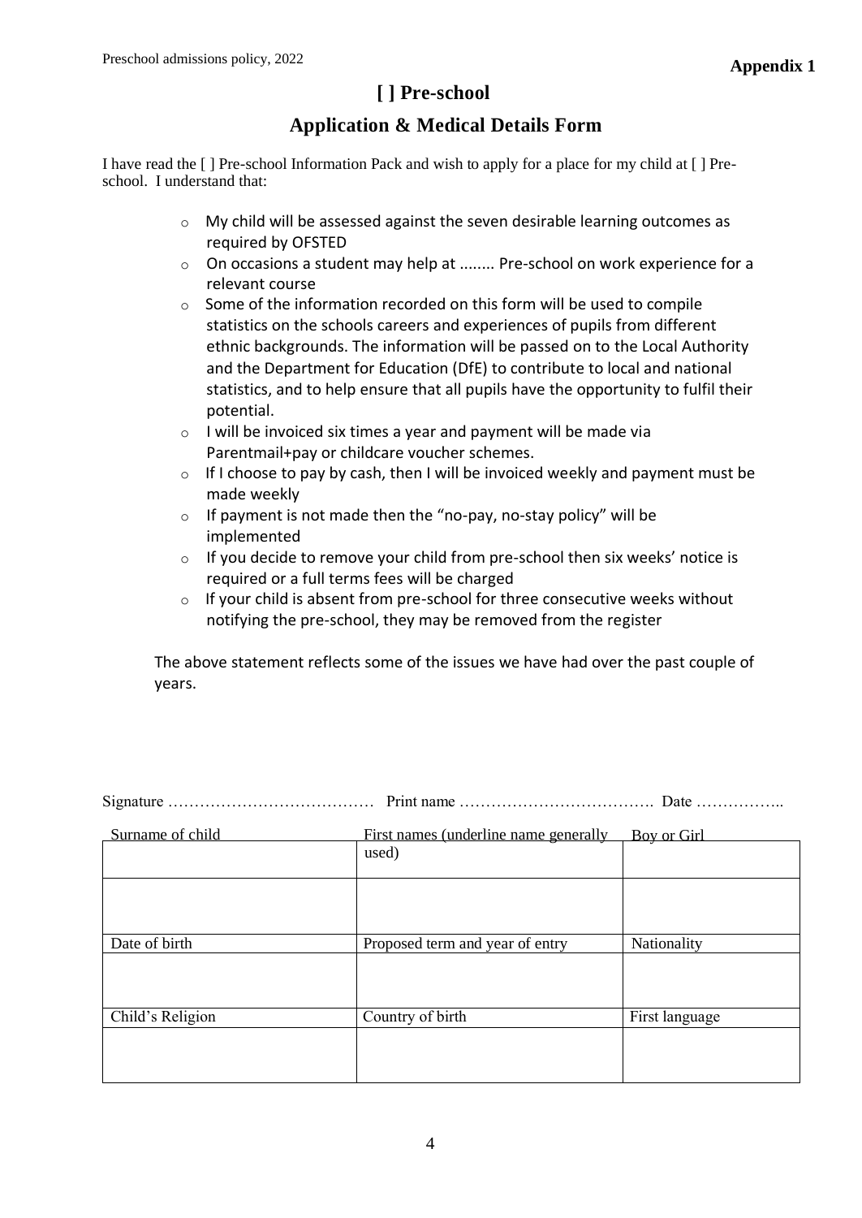**Appendix 1**

# [ ] Pre-school

## Application & Medical Details Form

I have read the [ ] Pre-school Information Pack and wish to apply for a place for my child at [ ] Pre-school. I understand that:

- My child will be assessed against the seven desirable learning outcomes as required by OFSTED
- On occasions a student may help at ........ Pre-school on work experience for a relevant course
- Some of the information recorded on this form will be used to compile statistics on the schools careers and experiences of pupils from different ethnic backgrounds. The information will be passed on to the Local Authority and the Department for Education (DfE) to contribute to local and national statistics, and to help ensure that all pupils have the opportunity to fulfil their potential.
- I will be invoiced six times a year and payment will be made via Parentmail+pay or childcare voucher schemes.
- If I choose to pay by cash, then I will be invoiced weekly and payment must be made weekly
- If payment is not made then the "no-pay, no-stay policy" will be implemented
- If you decide to remove your child from pre-school then six weeks' notice is required or a full terms fees will be charged
- If your child is absent from pre-school for three consecutive weeks without notifying the pre-school, they may be removed from the register

The above statement reflects some of the issues we have had over the past couple of years.

Signature ………………………………… Print name ………………………………. Date ……………..

| Surname of child | First names (underline name generally used) | Boy or Girl |
|---|---|---|
| | | |
| | | |
| Date of birth | Proposed term and year of entry | Nationality |
| | | |
| Child's Religion | Country of birth | First language |
| | | |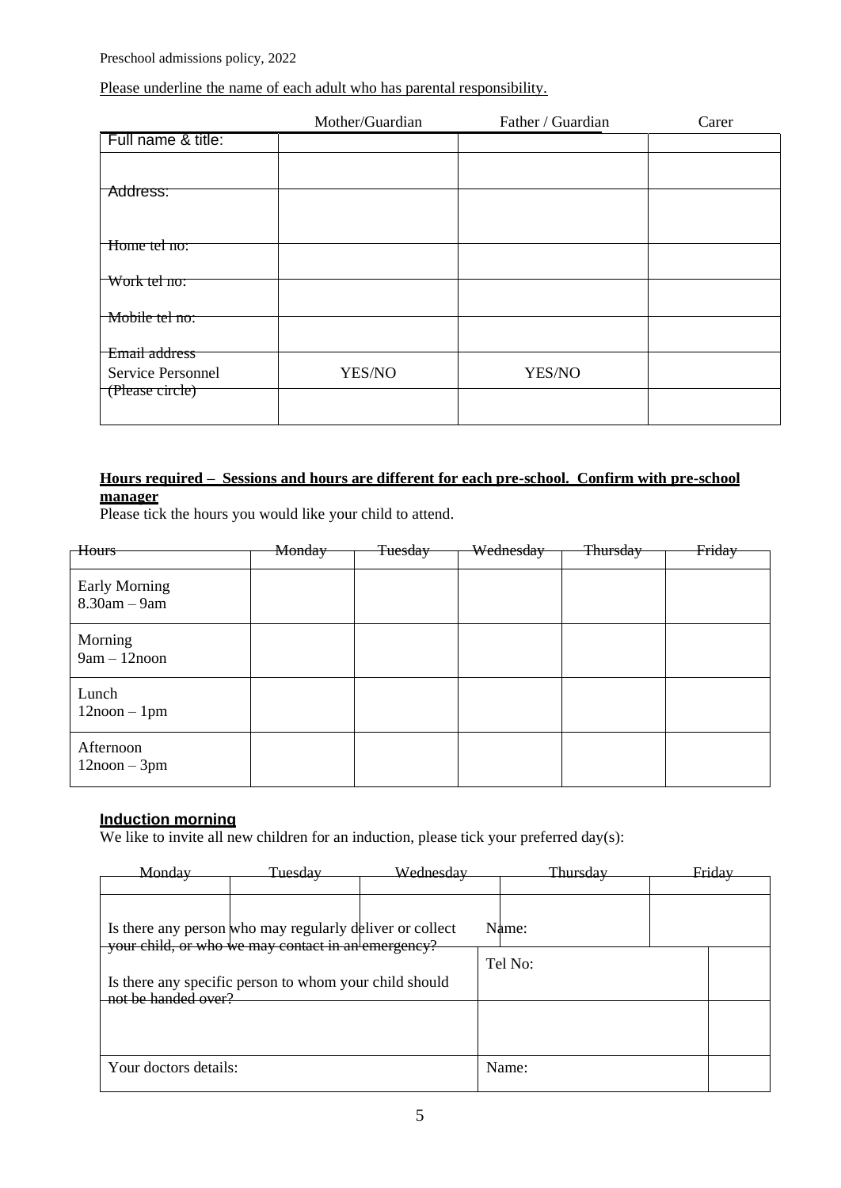Preschool admissions policy, 2022

Please underline the name of each adult who has parental responsibility.

| | Mother/Guardian | Father / Guardian | Carer |
|---|---|---|---|
| Full name & title: | | | |
| | | | |
| Address: | | | |
| Home tel no: | | | |
| Work tel no: | | | |
| Mobile tel no: | | | |
| Email address | | | |
| Service Personnel | YES/NO | YES/NO | |
| (Please circle) | | | |

**Hours required – Sessions and hours are different for each pre-school. Confirm with pre-school manager**

Please tick the hours you would like your child to attend.

| Hours | Monday | Tuesday | Wednesday | Thursday | Friday |
|---|---|---|---|---|---|
| Early Morning 8.30am – 9am | | | | | |
| Morning 9am – 12noon | | | | | |
| Lunch 12noon – 1pm | | | | | |
| Afternoon 12noon – 3pm | | | | | |

**Induction morning**

We like to invite all new children for an induction, please tick your preferred day(s):

| Monday | Tuesday | Wednesday | Thursday | Friday |
|---|---|---|---|---|
| | | | | |

| | |
|---|---|
| Is there any person who may regularly deliver or collect your child, or who we may contact in an emergency? | Name: |
| | Tel No: |
| Is there any specific person to whom your child should not be handed over? | |
| Your doctors details: | Name: |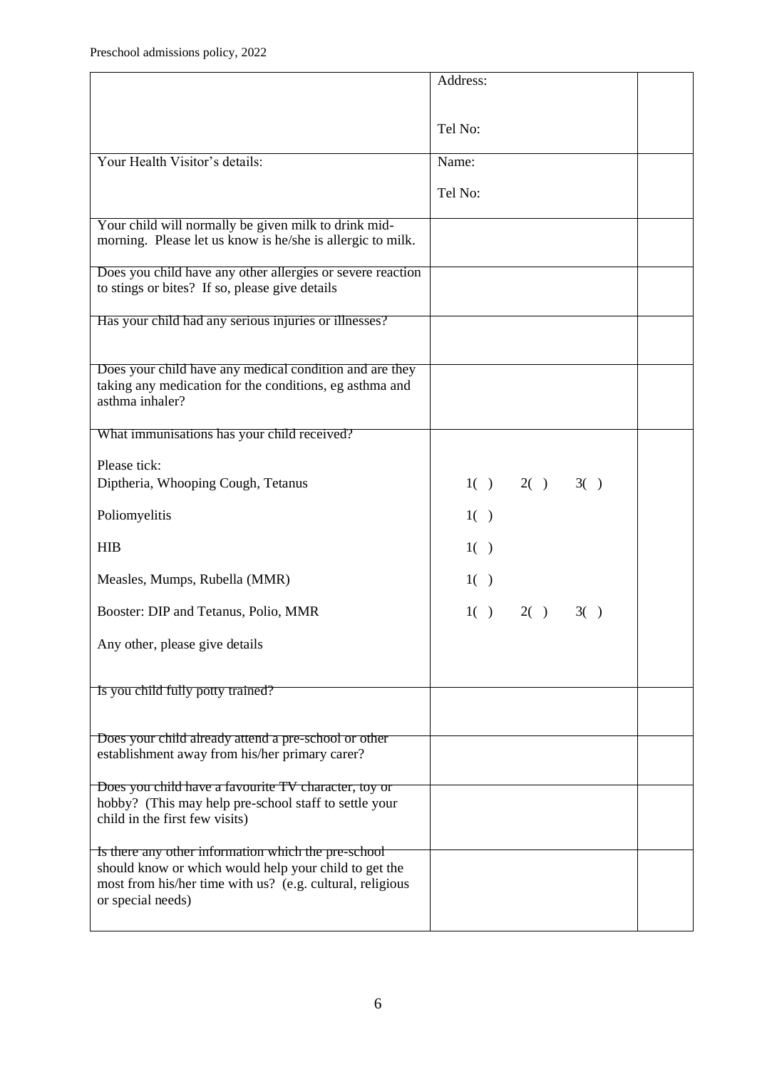| | | |
|---|---|---|
| | Address:<br><br>Tel No: | |
| Your Health Visitor's details: | Name:<br><br>Tel No: | |
| Your child will normally be given milk to drink mid-morning. Please let us know is he/she is allergic to milk. | | |
| Does you child have any other allergies or severe reaction to stings or bites? If so, please give details | | |
| Has your child had any serious injuries or illnesses? | | |
| Does your child have any medical condition and are they taking any medication for the conditions, eg asthma and asthma inhaler? | | |
| What immunisations has your child received?<br><br>Please tick:<br>Diptheria, Whooping Cough, Tetanus<br><br>Poliomyelitis<br><br>HIB<br><br>Measles, Mumps, Rubella (MMR)<br><br>Booster: DIP and Tetanus, Polio, MMR<br><br>Any other, please give details | <br><br><br>1( ) 2( ) 3( )<br><br>1( )<br><br>1( )<br><br>1( )<br><br>1( ) 2( ) 3( ) | |
| Is you child fully potty trained? | | |
| Does your child already attend a pre-school or other establishment away from his/her primary carer? | | |
| Does you child have a favourite TV character, toy or hobby? (This may help pre-school staff to settle your child in the first few visits) | | |
| Is there any other information which the pre-school should know or which would help your child to get the most from his/her time with us? (e.g. cultural, religious or special needs) | | |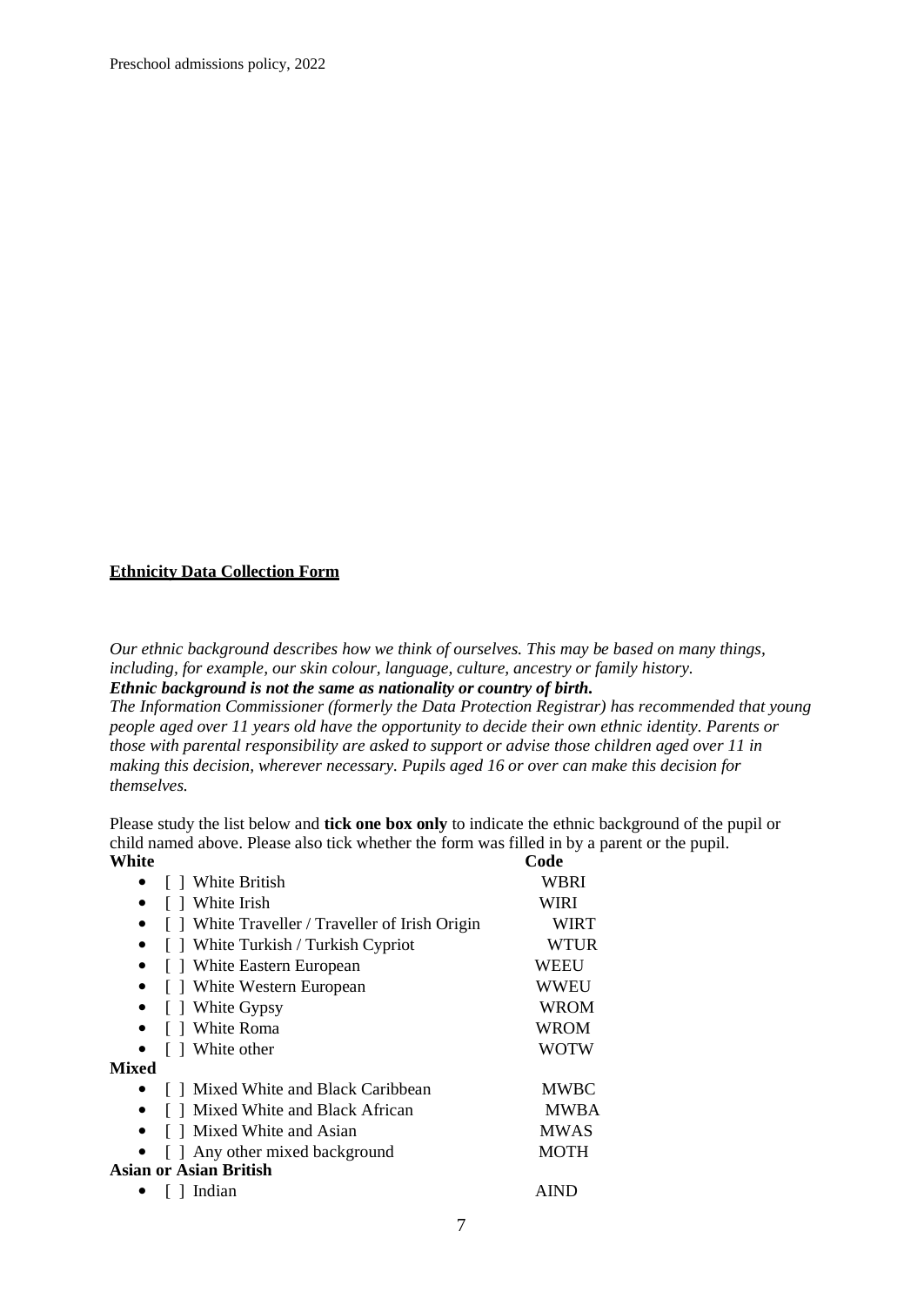**Ethnicity Data Collection Form**

*Our ethnic background describes how we think of ourselves. This may be based on many things, including, for example, our skin colour, language, culture, ancestry or family history.*
***Ethnic background is not the same as nationality or country of birth.***
*The Information Commissioner (formerly the Data Protection Registrar) has recommended that young people aged over 11 years old have the opportunity to decide their own ethnic identity. Parents or those with parental responsibility are asked to support or advise those children aged over 11 in making this decision, wherever necessary. Pupils aged 16 or over can make this decision for themselves.*

Please study the list below and **tick one box only** to indicate the ethnic background of the pupil or child named above. Please also tick whether the form was filled in by a parent or the pupil.

| **White** | **Code** |
|---|---|
| • [ ] White British | WBRI |
| • [ ] White Irish | WIRI |
| • [ ] White Traveller / Traveller of Irish Origin | WIRT |
| • [ ] White Turkish / Turkish Cypriot | WTUR |
| • [ ] White Eastern European | WEEU |
| • [ ] White Western European | WWEU |
| • [ ] White Gypsy | WROM |
| • [ ] White Roma | WROM |
| • [ ] White other | WOTW |
| **Mixed** | |
| • [ ] Mixed White and Black Caribbean | MWBC |
| • [ ] Mixed White and Black African | MWBA |
| • [ ] Mixed White and Asian | MWAS |
| • [ ] Any other mixed background | MOTH |
| **Asian or Asian British** | |
| • [ ] Indian | AIND |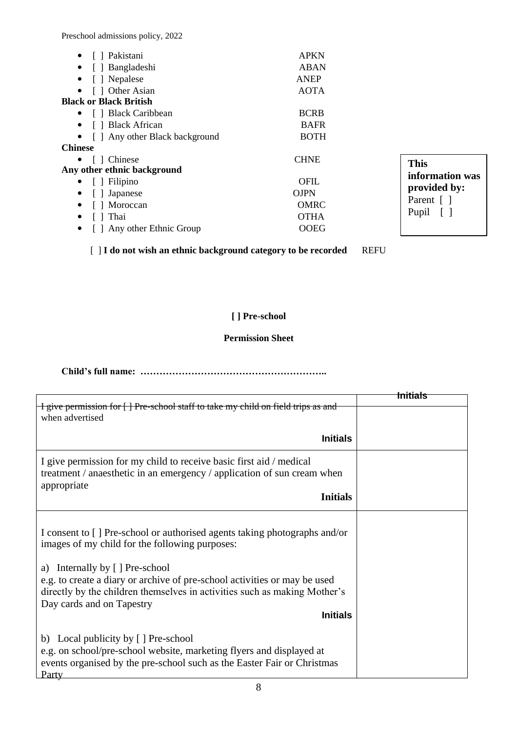- [ ] Pakistani APKN
- [ ] Bangladeshi ABAN
- [ ] Nepalese ANEP
- [ ] Other Asian AOTA

**Black or Black British**

- [ ] Black Caribbean BCRB
- [ ] Black African BAFR
- [ ] Any other Black background BOTH

**Chinese**

- [ ] Chinese CHNE

**Any other ethnic background**

- [ ] Filipino OFIL
- [ ] Japanese OJPN
- [ ] Moroccan OMRC
- [ ] Thai OTHA
- [ ] Any other Ethnic Group OOEG

**This information was provided by:**
Parent [ ]
Pupil [ ]

[ ] **I do not wish an ethnic background category to be recorded** REFU

**[ ] Pre-school**

**Permission Sheet**

**Child's full name: …………………………………………………..**

| | **Initials** |
|---|---|
| ~~I give permission for [ ] Pre-school staff to take my child on field trips as and~~ when advertised **Initials** | |
| I give permission for my child to receive basic first aid / medical treatment / anaesthetic in an emergency / application of sun cream when appropriate **Initials** | |
| I consent to [ ] Pre-school or authorised agents taking photographs and/or images of my child for the following purposes:<br><br>a) Internally by [ ] Pre-school<br>e.g. to create a diary or archive of pre-school activities or may be used directly by the children themselves in activities such as making Mother's Day cards and on Tapestry **Initials**<br><br>b) Local publicity by [ ] Pre-school<br>e.g. on school/pre-school website, marketing flyers and displayed at events organised by the pre-school such as the Easter Fair or Christmas Party | |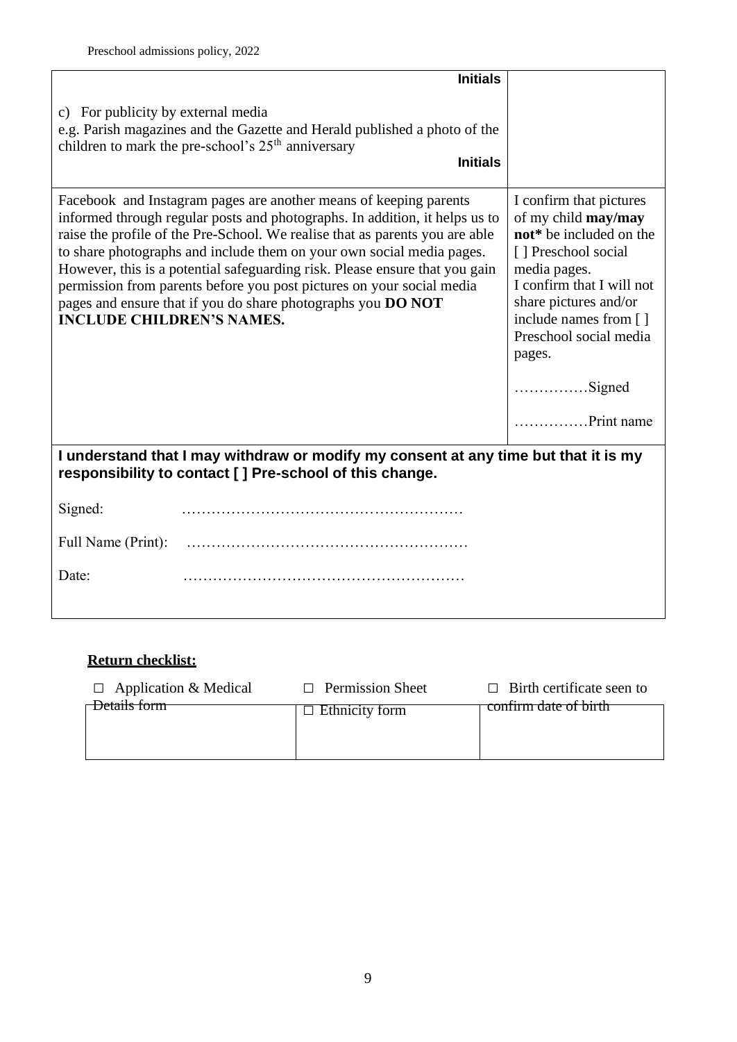| | |
|---|---|
| **Initials** | |
| c) For publicity by external media<br>e.g. Parish magazines and the Gazette and Herald published a photo of the children to mark the pre-school's 25th anniversary<br>**Initials** | |
| Facebook and Instagram pages are another means of keeping parents informed through regular posts and photographs. In addition, it helps us to raise the profile of the Pre-School. We realise that as parents you are able to share photographs and include them on your own social media pages. However, this is a potential safeguarding risk. Please ensure that you gain permission from parents before you post pictures on your social media pages and ensure that if you do share photographs you **DO NOT INCLUDE CHILDREN'S NAMES.** | I confirm that pictures of my child **may/may not*** be included on the [ ] Preschool social media pages.<br>I confirm that I will not share pictures and/or include names from [ ] Preschool social media pages.<br><br>……………Signed<br><br>……………Print name |

**I understand that I may withdraw or modify my consent at any time but that it is my responsibility to contact [ ] Pre-school of this change.**

Signed: …………………………………………………

Full Name (Print): …………………………………………………

Date: …………………………………………………

**Return checklist:**

| | | |
|---|---|---|
| ☐ Application & Medical Details form | ☐ Permission Sheet<br>☐ Ethnicity form | ☐ Birth certificate seen to confirm date of birth |